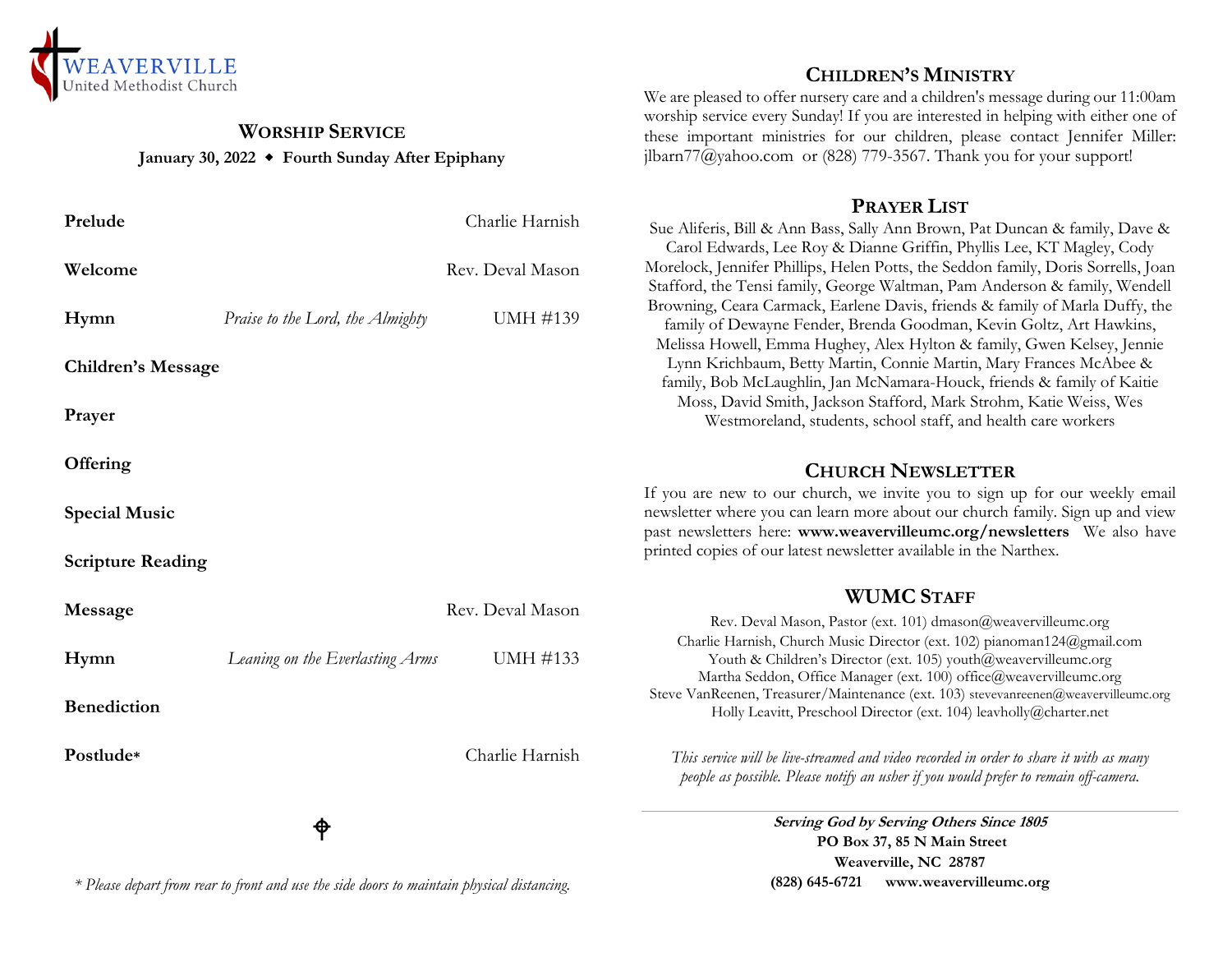WEAVERVILLE
United Methodist Church

## Worship Service

**January 30, 2022 ◆ Fourth Sunday After Epiphany**

| | | |
|---|---|---|
| **Prelude** | | Charlie Harnish |
| **Welcome** | | Rev. Deval Mason |
| **Hymn** | *Praise to the Lord, the Almighty* | UMH #139 |
| **Children's Message** | | |
| **Prayer** | | |
| **Offering** | | |
| **Special Music** | | |
| **Scripture Reading** | | |
| **Message** | | Rev. Deval Mason |
| **Hymn** | *Leaning on the Everlasting Arms* | UMH #133 |
| **Benediction** | | |
| **Postlude*** | | Charlie Harnish |

⌖

*\* Please depart from rear to front and use the side doors to maintain physical distancing.*

## Children's Ministry

We are pleased to offer nursery care and a children's message during our 11:00am worship service every Sunday! If you are interested in helping with either one of these important ministries for our children, please contact Jennifer Miller: jlbarn77@yahoo.com or (828) 779-3567. Thank you for your support!

## Prayer List

Sue Aliferis, Bill & Ann Bass, Sally Ann Brown, Pat Duncan & family, Dave & Carol Edwards, Lee Roy & Dianne Griffin, Phyllis Lee, KT Magley, Cody Morelock, Jennifer Phillips, Helen Potts, the Seddon family, Doris Sorrells, Joan Stafford, the Tensi family, George Waltman, Pam Anderson & family, Wendell Browning, Ceara Carmack, Earlene Davis, friends & family of Marla Duffy, the family of Dewayne Fender, Brenda Goodman, Kevin Goltz, Art Hawkins, Melissa Howell, Emma Hughey, Alex Hylton & family, Gwen Kelsey, Jennie Lynn Krichbaum, Betty Martin, Connie Martin, Mary Frances McAbee & family, Bob McLaughlin, Jan McNamara-Houck, friends & family of Kaitie Moss, David Smith, Jackson Stafford, Mark Strohm, Katie Weiss, Wes Westmoreland, students, school staff, and health care workers

## Church Newsletter

If you are new to our church, we invite you to sign up for our weekly email newsletter where you can learn more about our church family. Sign up and view past newsletters here: **www.weavervilleumc.org/newsletters** We also have printed copies of our latest newsletter available in the Narthex.

## WUMC Staff

Rev. Deval Mason, Pastor (ext. 101) dmason@weavervilleumc.org
Charlie Harnish, Church Music Director (ext. 102) pianoman124@gmail.com
Youth & Children's Director (ext. 105) youth@weavervilleumc.org
Martha Seddon, Office Manager (ext. 100) office@weavervilleumc.org
Steve VanReenen, Treasurer/Maintenance (ext. 103) stevevanreenen@weavervilleumc.org
Holly Leavitt, Preschool Director (ext. 104) leavholly@charter.net

*This service will be live-streamed and video recorded in order to share it with as many people as possible. Please notify an usher if you would prefer to remain off-camera.*

***Serving God by Serving Others Since 1805***
**PO Box 37, 85 N Main Street**
**Weaverville, NC 28787**
**(828) 645-6721 www.weavervilleumc.org**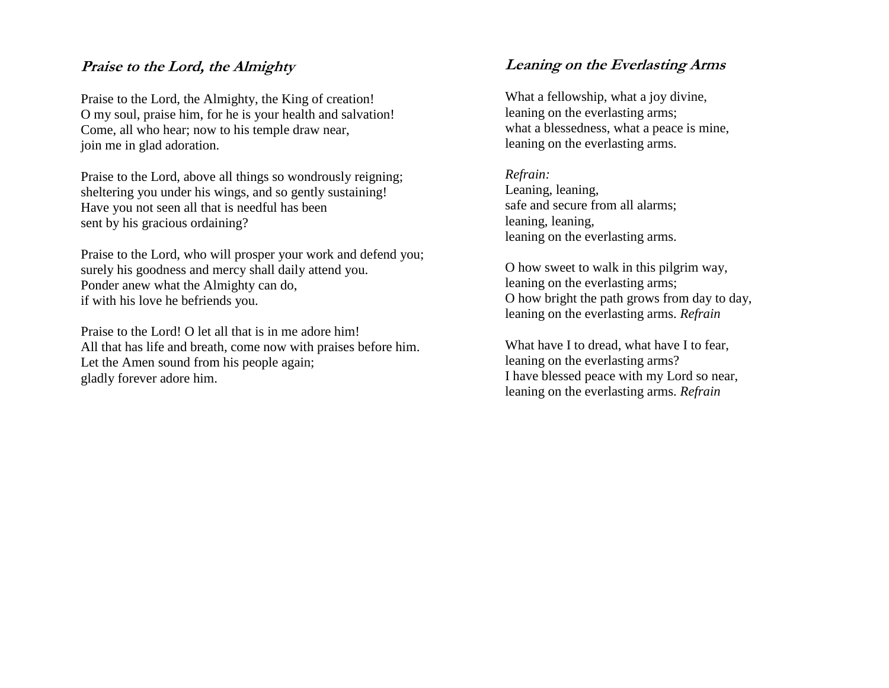## *Praise to the Lord, the Almighty*

Praise to the Lord, the Almighty, the King of creation!
O my soul, praise him, for he is your health and salvation!
Come, all who hear; now to his temple draw near,
join me in glad adoration.

Praise to the Lord, above all things so wondrously reigning;
sheltering you under his wings, and so gently sustaining!
Have you not seen all that is needful has been
sent by his gracious ordaining?

Praise to the Lord, who will prosper your work and defend you;
surely his goodness and mercy shall daily attend you.
Ponder anew what the Almighty can do,
if with his love he befriends you.

Praise to the Lord! O let all that is in me adore him!
All that has life and breath, come now with praises before him.
Let the Amen sound from his people again;
gladly forever adore him.

## *Leaning on the Everlasting Arms*

What a fellowship, what a joy divine,
leaning on the everlasting arms;
what a blessedness, what a peace is mine,
leaning on the everlasting arms.

*Refrain:*
Leaning, leaning,
safe and secure from all alarms;
leaning, leaning,
leaning on the everlasting arms.

O how sweet to walk in this pilgrim way,
leaning on the everlasting arms;
O how bright the path grows from day to day,
leaning on the everlasting arms. *Refrain*

What have I to dread, what have I to fear,
leaning on the everlasting arms?
I have blessed peace with my Lord so near,
leaning on the everlasting arms. *Refrain*